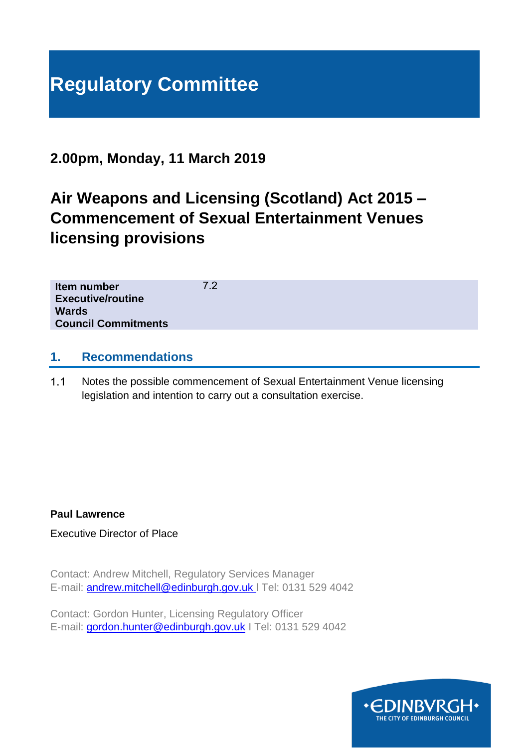# Regulatory Committee

## 2.00pm, Monday, 11 March 2019

## Air Weapons and Licensing (Scotland) Act 2015 – Commencement of Sexual Entertainment Venues licensing provisions

| | |
|---|---|
| **Item number** | 7.2 |
| **Executive/routine** | |
| **Wards** | |
| **Council Commitments** | |

## 1. Recommendations

1.1 Notes the possible commencement of Sexual Entertainment Venue licensing legislation and intention to carry out a consultation exercise.

**Paul Lawrence**

Executive Director of Place

Contact: Andrew Mitchell, Regulatory Services Manager
E-mail: andrew.mitchell@edinburgh.gov.uk I Tel: 0131 529 4042

Contact: Gordon Hunter, Licensing Regulatory Officer
E-mail: gordon.hunter@edinburgh.gov.uk I Tel: 0131 529 4042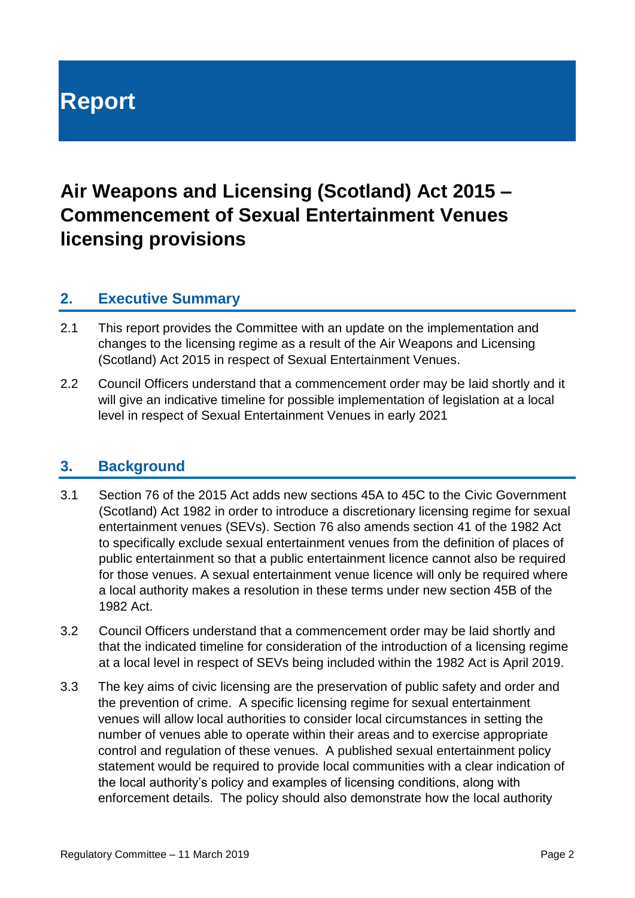# Report

## Air Weapons and Licensing (Scotland) Act 2015 – Commencement of Sexual Entertainment Venues licensing provisions

### 2. Executive Summary

2.1 This report provides the Committee with an update on the implementation and changes to the licensing regime as a result of the Air Weapons and Licensing (Scotland) Act 2015 in respect of Sexual Entertainment Venues.

2.2 Council Officers understand that a commencement order may be laid shortly and it will give an indicative timeline for possible implementation of legislation at a local level in respect of Sexual Entertainment Venues in early 2021

### 3. Background

3.1 Section 76 of the 2015 Act adds new sections 45A to 45C to the Civic Government (Scotland) Act 1982 in order to introduce a discretionary licensing regime for sexual entertainment venues (SEVs). Section 76 also amends section 41 of the 1982 Act to specifically exclude sexual entertainment venues from the definition of places of public entertainment so that a public entertainment licence cannot also be required for those venues. A sexual entertainment venue licence will only be required where a local authority makes a resolution in these terms under new section 45B of the 1982 Act.

3.2 Council Officers understand that a commencement order may be laid shortly and that the indicated timeline for consideration of the introduction of a licensing regime at a local level in respect of SEVs being included within the 1982 Act is April 2019.

3.3 The key aims of civic licensing are the preservation of public safety and order and the prevention of crime. A specific licensing regime for sexual entertainment venues will allow local authorities to consider local circumstances in setting the number of venues able to operate within their areas and to exercise appropriate control and regulation of these venues. A published sexual entertainment policy statement would be required to provide local communities with a clear indication of the local authority's policy and examples of licensing conditions, along with enforcement details. The policy should also demonstrate how the local authority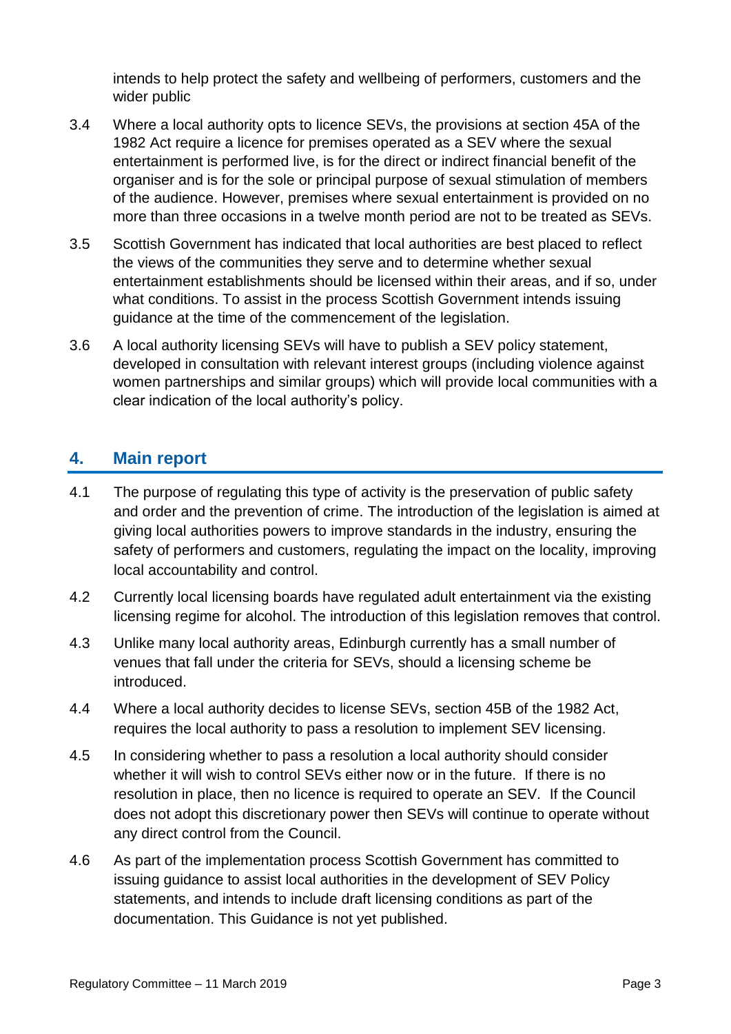intends to help protect the safety and wellbeing of performers, customers and the wider public

3.4 Where a local authority opts to licence SEVs, the provisions at section 45A of the 1982 Act require a licence for premises operated as a SEV where the sexual entertainment is performed live, is for the direct or indirect financial benefit of the organiser and is for the sole or principal purpose of sexual stimulation of members of the audience. However, premises where sexual entertainment is provided on no more than three occasions in a twelve month period are not to be treated as SEVs.

3.5 Scottish Government has indicated that local authorities are best placed to reflect the views of the communities they serve and to determine whether sexual entertainment establishments should be licensed within their areas, and if so, under what conditions. To assist in the process Scottish Government intends issuing guidance at the time of the commencement of the legislation.

3.6 A local authority licensing SEVs will have to publish a SEV policy statement, developed in consultation with relevant interest groups (including violence against women partnerships and similar groups) which will provide local communities with a clear indication of the local authority's policy.

## 4. Main report

4.1 The purpose of regulating this type of activity is the preservation of public safety and order and the prevention of crime. The introduction of the legislation is aimed at giving local authorities powers to improve standards in the industry, ensuring the safety of performers and customers, regulating the impact on the locality, improving local accountability and control.

4.2 Currently local licensing boards have regulated adult entertainment via the existing licensing regime for alcohol. The introduction of this legislation removes that control.

4.3 Unlike many local authority areas, Edinburgh currently has a small number of venues that fall under the criteria for SEVs, should a licensing scheme be introduced.

4.4 Where a local authority decides to license SEVs, section 45B of the 1982 Act, requires the local authority to pass a resolution to implement SEV licensing.

4.5 In considering whether to pass a resolution a local authority should consider whether it will wish to control SEVs either now or in the future. If there is no resolution in place, then no licence is required to operate an SEV. If the Council does not adopt this discretionary power then SEVs will continue to operate without any direct control from the Council.

4.6 As part of the implementation process Scottish Government has committed to issuing guidance to assist local authorities in the development of SEV Policy statements, and intends to include draft licensing conditions as part of the documentation. This Guidance is not yet published.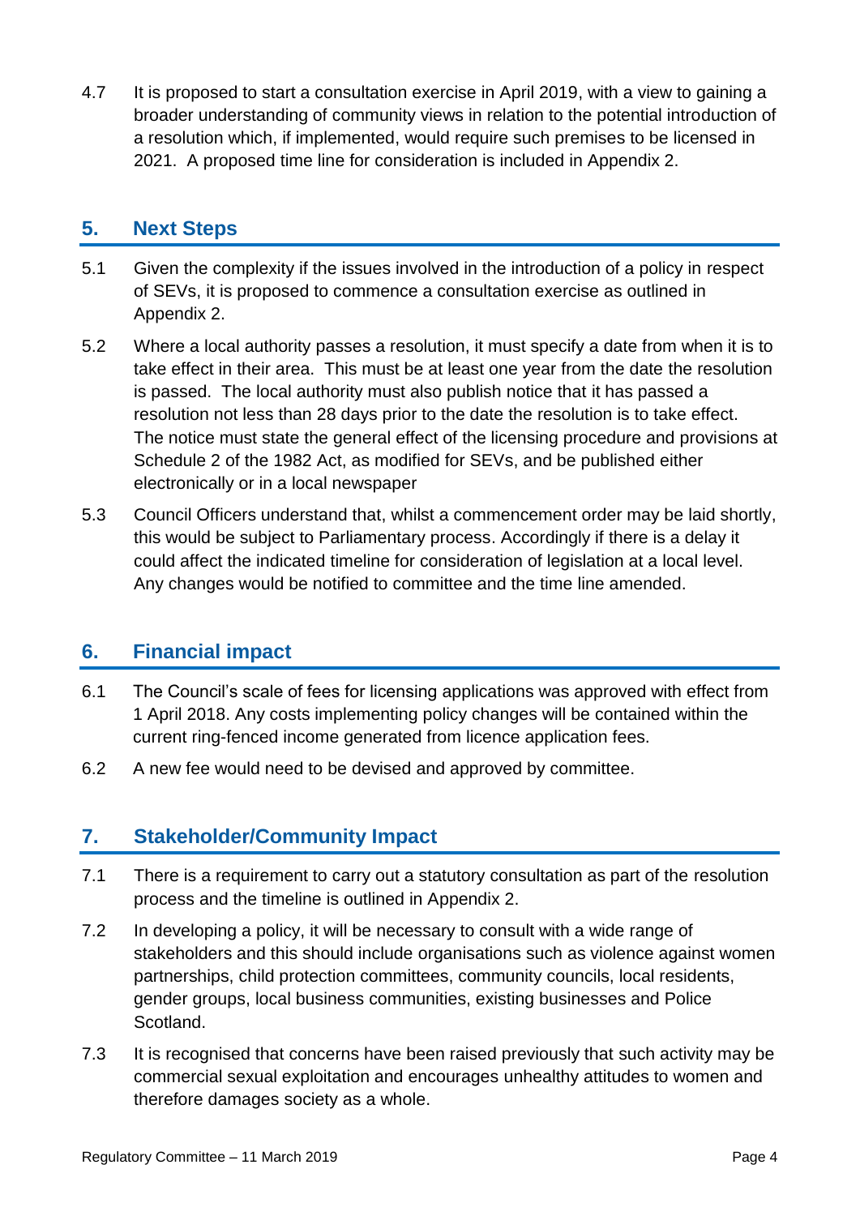4.7 It is proposed to start a consultation exercise in April 2019, with a view to gaining a broader understanding of community views in relation to the potential introduction of a resolution which, if implemented, would require such premises to be licensed in 2021. A proposed time line for consideration is included in Appendix 2.

## 5. Next Steps

5.1 Given the complexity if the issues involved in the introduction of a policy in respect of SEVs, it is proposed to commence a consultation exercise as outlined in Appendix 2.

5.2 Where a local authority passes a resolution, it must specify a date from when it is to take effect in their area. This must be at least one year from the date the resolution is passed. The local authority must also publish notice that it has passed a resolution not less than 28 days prior to the date the resolution is to take effect. The notice must state the general effect of the licensing procedure and provisions at Schedule 2 of the 1982 Act, as modified for SEVs, and be published either electronically or in a local newspaper

5.3 Council Officers understand that, whilst a commencement order may be laid shortly, this would be subject to Parliamentary process. Accordingly if there is a delay it could affect the indicated timeline for consideration of legislation at a local level. Any changes would be notified to committee and the time line amended.

## 6. Financial impact

6.1 The Council's scale of fees for licensing applications was approved with effect from 1 April 2018. Any costs implementing policy changes will be contained within the current ring-fenced income generated from licence application fees.

6.2 A new fee would need to be devised and approved by committee.

## 7. Stakeholder/Community Impact

7.1 There is a requirement to carry out a statutory consultation as part of the resolution process and the timeline is outlined in Appendix 2.

7.2 In developing a policy, it will be necessary to consult with a wide range of stakeholders and this should include organisations such as violence against women partnerships, child protection committees, community councils, local residents, gender groups, local business communities, existing businesses and Police Scotland.

7.3 It is recognised that concerns have been raised previously that such activity may be commercial sexual exploitation and encourages unhealthy attitudes to women and therefore damages society as a whole.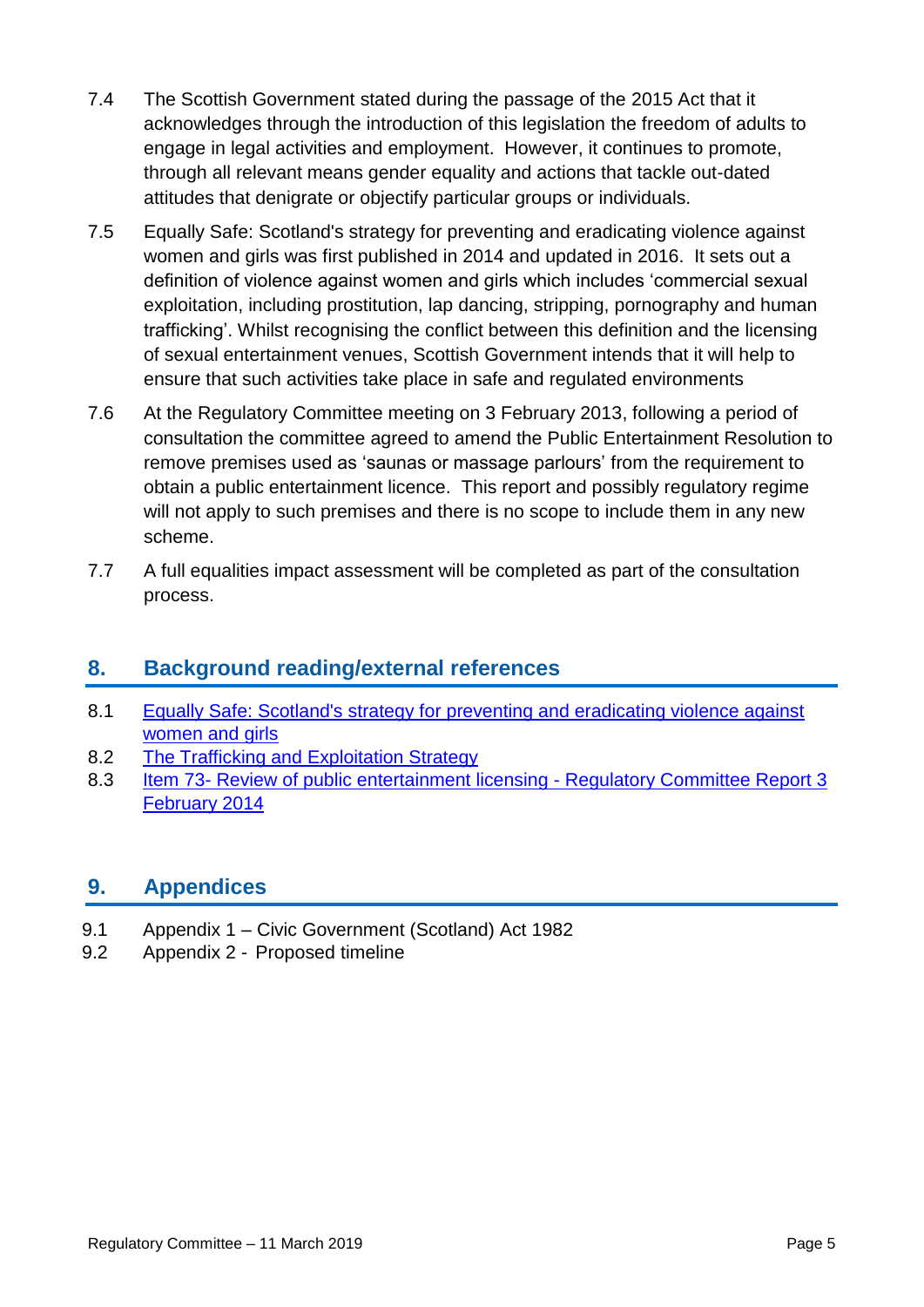7.4 The Scottish Government stated during the passage of the 2015 Act that it acknowledges through the introduction of this legislation the freedom of adults to engage in legal activities and employment. However, it continues to promote, through all relevant means gender equality and actions that tackle out-dated attitudes that denigrate or objectify particular groups or individuals.

7.5 Equally Safe: Scotland's strategy for preventing and eradicating violence against women and girls was first published in 2014 and updated in 2016. It sets out a definition of violence against women and girls which includes 'commercial sexual exploitation, including prostitution, lap dancing, stripping, pornography and human trafficking'. Whilst recognising the conflict between this definition and the licensing of sexual entertainment venues, Scottish Government intends that it will help to ensure that such activities take place in safe and regulated environments

7.6 At the Regulatory Committee meeting on 3 February 2013, following a period of consultation the committee agreed to amend the Public Entertainment Resolution to remove premises used as 'saunas or massage parlours' from the requirement to obtain a public entertainment licence. This report and possibly regulatory regime will not apply to such premises and there is no scope to include them in any new scheme.

7.7 A full equalities impact assessment will be completed as part of the consultation process.

## 8. Background reading/external references

8.1 Equally Safe: Scotland's strategy for preventing and eradicating violence against women and girls

8.2 The Trafficking and Exploitation Strategy

8.3 Item 73- Review of public entertainment licensing - Regulatory Committee Report 3 February 2014

## 9. Appendices

9.1 Appendix 1 – Civic Government (Scotland) Act 1982

9.2 Appendix 2 - Proposed timeline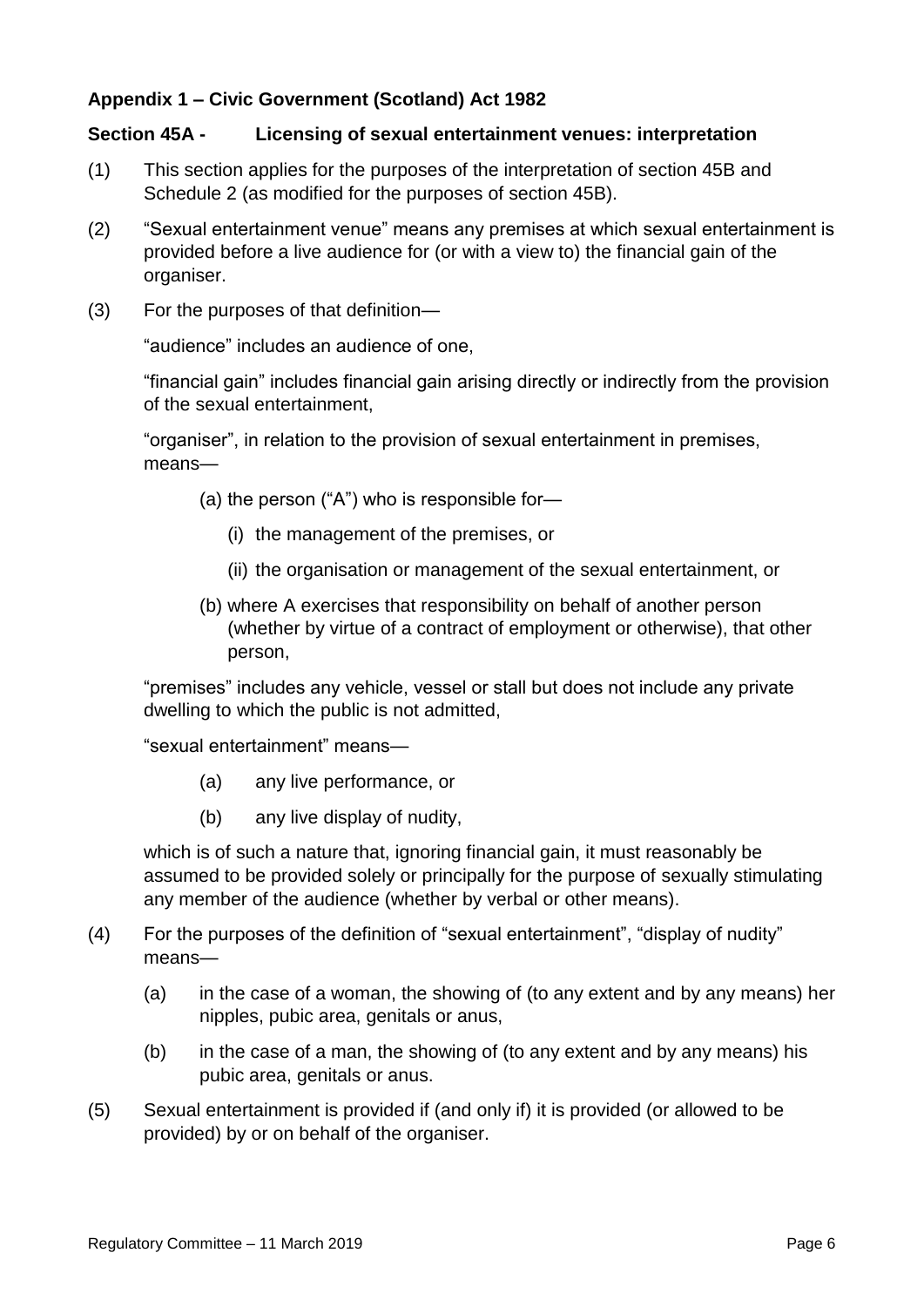**Appendix 1 – Civic Government (Scotland) Act 1982**

**Section 45A - Licensing of sexual entertainment venues: interpretation**

(1) This section applies for the purposes of the interpretation of section 45B and Schedule 2 (as modified for the purposes of section 45B).

(2) "Sexual entertainment venue" means any premises at which sexual entertainment is provided before a live audience for (or with a view to) the financial gain of the organiser.

(3) For the purposes of that definition—

"audience" includes an audience of one,

"financial gain" includes financial gain arising directly or indirectly from the provision of the sexual entertainment,

"organiser", in relation to the provision of sexual entertainment in premises, means—

(a) the person ("A") who is responsible for—

(i) the management of the premises, or

(ii) the organisation or management of the sexual entertainment, or

(b) where A exercises that responsibility on behalf of another person (whether by virtue of a contract of employment or otherwise), that other person,

"premises" includes any vehicle, vessel or stall but does not include any private dwelling to which the public is not admitted,

"sexual entertainment" means—

(a) any live performance, or

(b) any live display of nudity,

which is of such a nature that, ignoring financial gain, it must reasonably be assumed to be provided solely or principally for the purpose of sexually stimulating any member of the audience (whether by verbal or other means).

(4) For the purposes of the definition of "sexual entertainment", "display of nudity" means—

(a) in the case of a woman, the showing of (to any extent and by any means) her nipples, pubic area, genitals or anus,

(b) in the case of a man, the showing of (to any extent and by any means) his pubic area, genitals or anus.

(5) Sexual entertainment is provided if (and only if) it is provided (or allowed to be provided) by or on behalf of the organiser.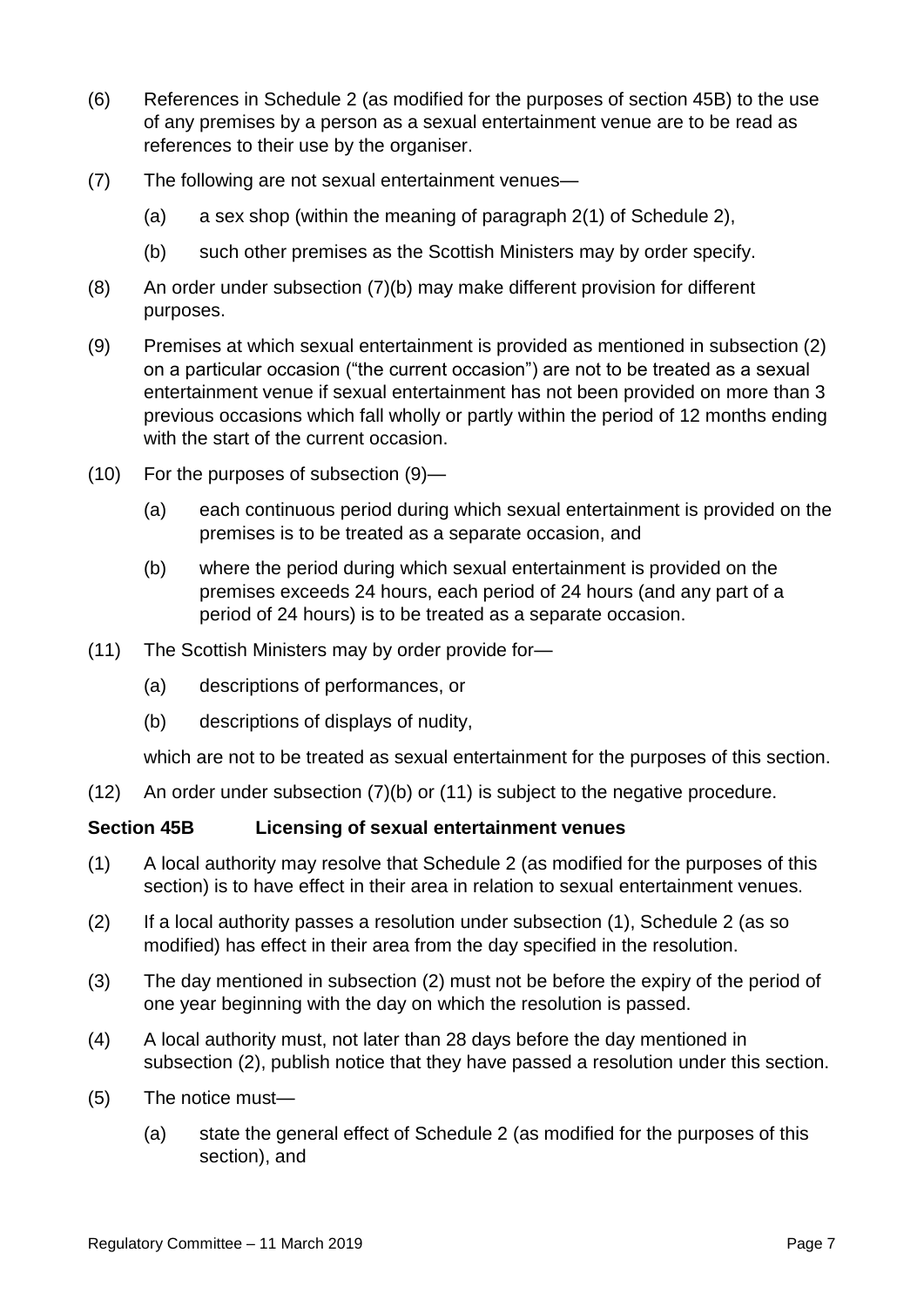(6) References in Schedule 2 (as modified for the purposes of section 45B) to the use of any premises by a person as a sexual entertainment venue are to be read as references to their use by the organiser.

(7) The following are not sexual entertainment venues—

 (a) a sex shop (within the meaning of paragraph 2(1) of Schedule 2),

 (b) such other premises as the Scottish Ministers may by order specify.

(8) An order under subsection (7)(b) may make different provision for different purposes.

(9) Premises at which sexual entertainment is provided as mentioned in subsection (2) on a particular occasion ("the current occasion") are not to be treated as a sexual entertainment venue if sexual entertainment has not been provided on more than 3 previous occasions which fall wholly or partly within the period of 12 months ending with the start of the current occasion.

(10) For the purposes of subsection (9)—

 (a) each continuous period during which sexual entertainment is provided on the premises is to be treated as a separate occasion, and

 (b) where the period during which sexual entertainment is provided on the premises exceeds 24 hours, each period of 24 hours (and any part of a period of 24 hours) is to be treated as a separate occasion.

(11) The Scottish Ministers may by order provide for—

 (a) descriptions of performances, or

 (b) descriptions of displays of nudity,

 which are not to be treated as sexual entertainment for the purposes of this section.

(12) An order under subsection (7)(b) or (11) is subject to the negative procedure.

**Section 45B Licensing of sexual entertainment venues**

(1) A local authority may resolve that Schedule 2 (as modified for the purposes of this section) is to have effect in their area in relation to sexual entertainment venues.

(2) If a local authority passes a resolution under subsection (1), Schedule 2 (as so modified) has effect in their area from the day specified in the resolution.

(3) The day mentioned in subsection (2) must not be before the expiry of the period of one year beginning with the day on which the resolution is passed.

(4) A local authority must, not later than 28 days before the day mentioned in subsection (2), publish notice that they have passed a resolution under this section.

(5) The notice must—

 (a) state the general effect of Schedule 2 (as modified for the purposes of this section), and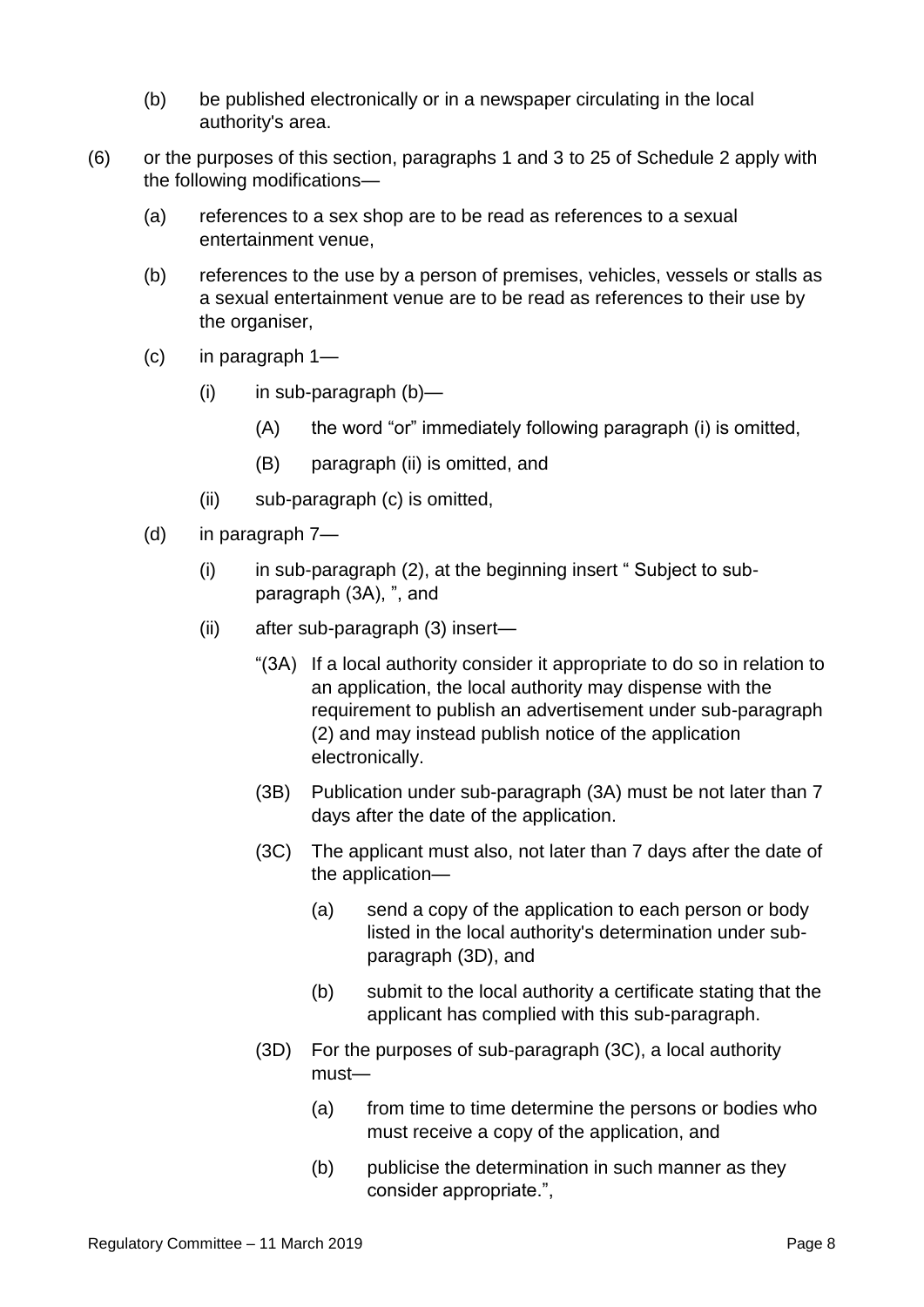(b) be published electronically or in a newspaper circulating in the local authority's area.

(6) or the purposes of this section, paragraphs 1 and 3 to 25 of Schedule 2 apply with the following modifications—

(a) references to a sex shop are to be read as references to a sexual entertainment venue,

(b) references to the use by a person of premises, vehicles, vessels or stalls as a sexual entertainment venue are to be read as references to their use by the organiser,

(c) in paragraph 1—

(i) in sub-paragraph (b)—

(A) the word "or" immediately following paragraph (i) is omitted,

(B) paragraph (ii) is omitted, and

(ii) sub-paragraph (c) is omitted,

(d) in paragraph 7—

(i) in sub-paragraph (2), at the beginning insert " Subject to sub-paragraph (3A), ", and

(ii) after sub-paragraph (3) insert—

"(3A) If a local authority consider it appropriate to do so in relation to an application, the local authority may dispense with the requirement to publish an advertisement under sub-paragraph (2) and may instead publish notice of the application electronically.

(3B) Publication under sub-paragraph (3A) must be not later than 7 days after the date of the application.

(3C) The applicant must also, not later than 7 days after the date of the application—

(a) send a copy of the application to each person or body listed in the local authority's determination under sub-paragraph (3D), and

(b) submit to the local authority a certificate stating that the applicant has complied with this sub-paragraph.

(3D) For the purposes of sub-paragraph (3C), a local authority must—

(a) from time to time determine the persons or bodies who must receive a copy of the application, and

(b) publicise the determination in such manner as they consider appropriate.",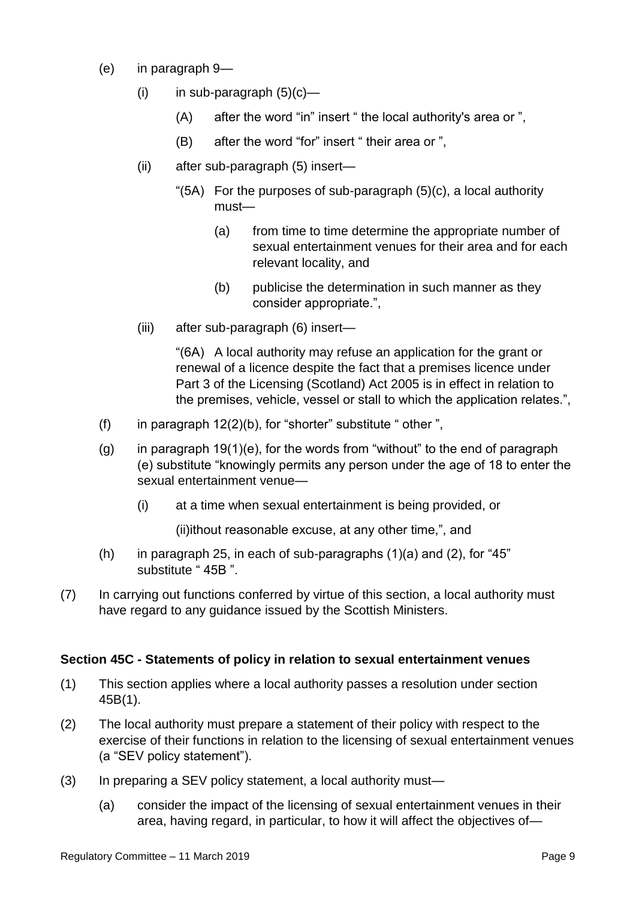(e) in paragraph 9—

  (i) in sub-paragraph (5)(c)—

    (A) after the word "in" insert " the local authority's area or ",

    (B) after the word "for" insert " their area or ",

  (ii) after sub-paragraph (5) insert—

    "(5A) For the purposes of sub-paragraph (5)(c), a local authority must—

      (a) from time to time determine the appropriate number of sexual entertainment venues for their area and for each relevant locality, and

      (b) publicise the determination in such manner as they consider appropriate.",

  (iii) after sub-paragraph (6) insert—

    "(6A) A local authority may refuse an application for the grant or renewal of a licence despite the fact that a premises licence under Part 3 of the Licensing (Scotland) Act 2005 is in effect in relation to the premises, vehicle, vessel or stall to which the application relates.",

(f) in paragraph 12(2)(b), for "shorter" substitute " other ",

(g) in paragraph 19(1)(e), for the words from "without" to the end of paragraph (e) substitute "knowingly permits any person under the age of 18 to enter the sexual entertainment venue—

  (i) at a time when sexual entertainment is being provided, or

  (ii)ithout reasonable excuse, at any other time,", and

(h) in paragraph 25, in each of sub-paragraphs (1)(a) and (2), for "45" substitute " 45B ".

(7) In carrying out functions conferred by virtue of this section, a local authority must have regard to any guidance issued by the Scottish Ministers.

**Section 45C - Statements of policy in relation to sexual entertainment venues**

(1) This section applies where a local authority passes a resolution under section 45B(1).

(2) The local authority must prepare a statement of their policy with respect to the exercise of their functions in relation to the licensing of sexual entertainment venues (a "SEV policy statement").

(3) In preparing a SEV policy statement, a local authority must—

  (a) consider the impact of the licensing of sexual entertainment venues in their area, having regard, in particular, to how it will affect the objectives of—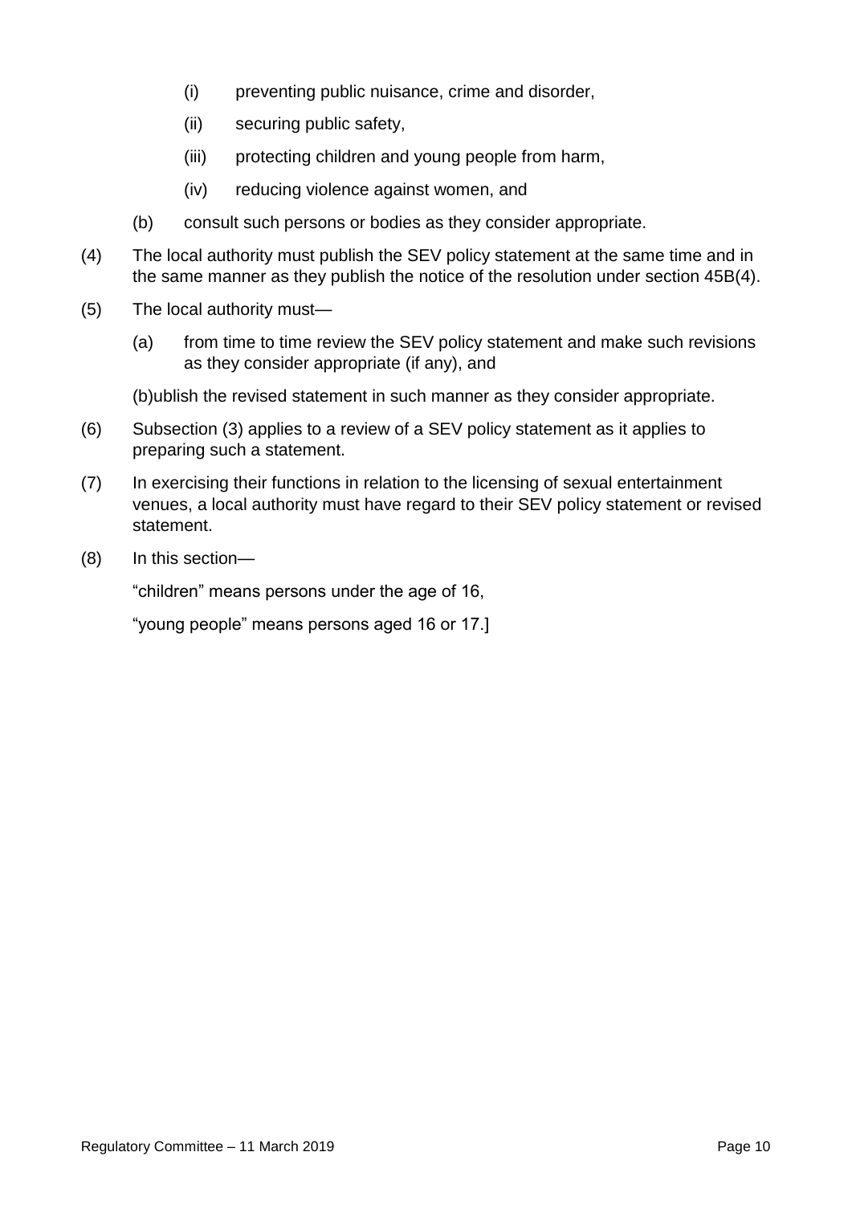(i) preventing public nuisance, crime and disorder,

(ii) securing public safety,

(iii) protecting children and young people from harm,

(iv) reducing violence against women, and

(b) consult such persons or bodies as they consider appropriate.

(4) The local authority must publish the SEV policy statement at the same time and in the same manner as they publish the notice of the resolution under section 45B(4).

(5) The local authority must—

(a) from time to time review the SEV policy statement and make such revisions as they consider appropriate (if any), and

(b)ublish the revised statement in such manner as they consider appropriate.

(6) Subsection (3) applies to a review of a SEV policy statement as it applies to preparing such a statement.

(7) In exercising their functions in relation to the licensing of sexual entertainment venues, a local authority must have regard to their SEV policy statement or revised statement.

(8) In this section—

"children" means persons under the age of 16,

"young people" means persons aged 16 or 17.]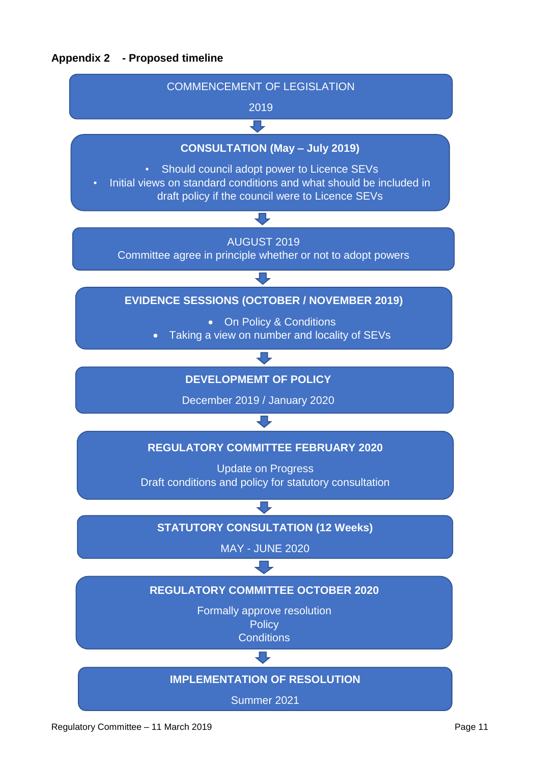**Appendix 2 - Proposed timeline**

COMMENCEMENT OF LEGISLATION

2019

↓

**CONSULTATION (May – July 2019)**

- Should council adopt power to Licence SEVs
- Initial views on standard conditions and what should be included in draft policy if the council were to Licence SEVs

↓

AUGUST 2019

Committee agree in principle whether or not to adopt powers

↓

**EVIDENCE SESSIONS (OCTOBER / NOVEMBER 2019)**

- On Policy & Conditions
- Taking a view on number and locality of SEVs

↓

**DEVELOPMEMT OF POLICY**

December 2019 / January 2020

↓

**REGULATORY COMMITTEE FEBRUARY 2020**

Update on Progress

Draft conditions and policy for statutory consultation

↓

**STATUTORY CONSULTATION (12 Weeks)**

MAY - JUNE 2020

↓

**REGULATORY COMMITTEE OCTOBER 2020**

Formally approve resolution

Policy

Conditions

↓

**IMPLEMENTATION OF RESOLUTION**

Summer 2021